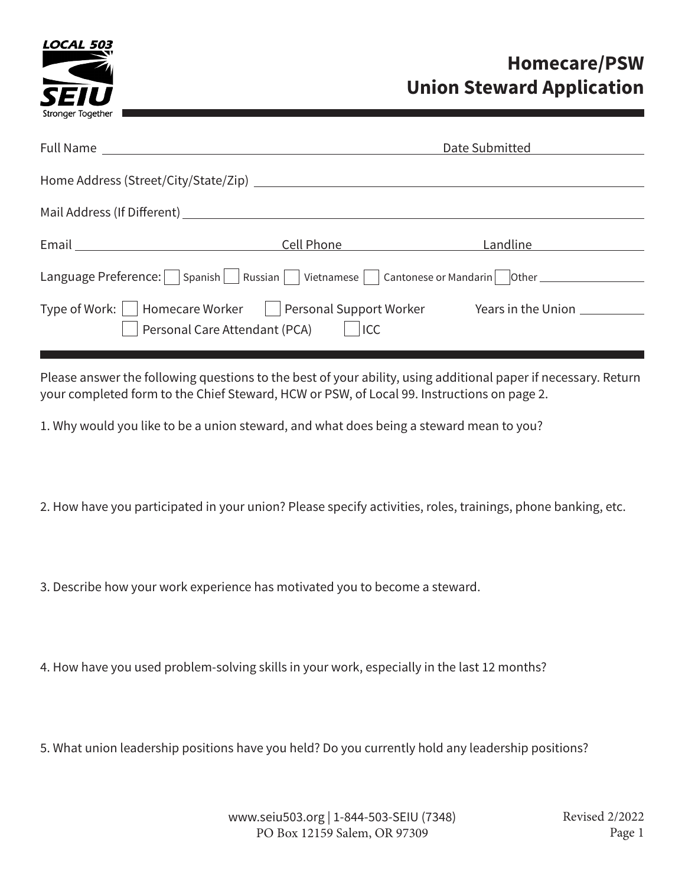LOCAL 503
SEIU
Stronger Together

# Homecare/PSW Union Steward Application

Full Name ______________________________ Date Submitted ______________

Home Address (Street/City/State/Zip) ______________________________

Mail Address (If Different) ______________________________

Email ______________ Cell Phone ______________ Landline ______________

Language Preference: ☐ Spanish ☐ Russian ☐ Vietnamese ☐ Cantonese or Mandarin ☐ Other ______________

Type of Work: ☐ Homecare Worker ☐ Personal Support Worker ☐ Personal Care Attendant (PCA) ☐ ICC

Years in the Union ______________

Please answer the following questions to the best of your ability, using additional paper if necessary. Return your completed form to the Chief Steward, HCW or PSW, of Local 99. Instructions on page 2.

1. Why would you like to be a union steward, and what does being a steward mean to you?

2. How have you participated in your union? Please specify activities, roles, trainings, phone banking, etc.

3. Describe how your work experience has motivated you to become a steward.

4. How have you used problem-solving skills in your work, especially in the last 12 months?

5. What union leadership positions have you held? Do you currently hold any leadership positions?

www.seiu503.org | 1-844-503-SEIU (7348)
PO Box 12159 Salem, OR 97309

Revised 2/2022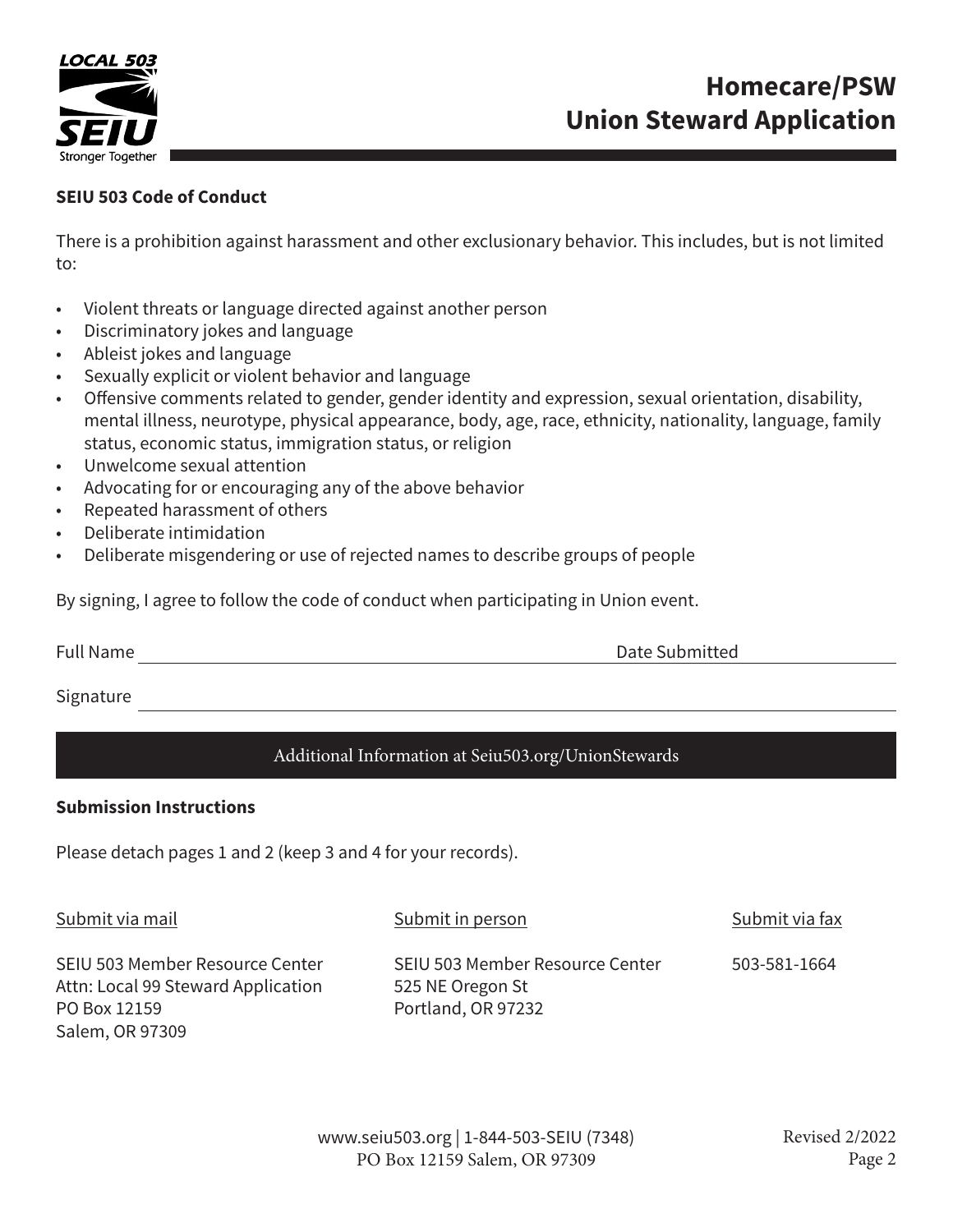# Homecare/PSW Union Steward Application

**SEIU 503 Code of Conduct**

There is a prohibition against harassment and other exclusionary behavior. This includes, but is not limited to:

- Violent threats or language directed against another person
- Discriminatory jokes and language
- Ableist jokes and language
- Sexually explicit or violent behavior and language
- Offensive comments related to gender, gender identity and expression, sexual orientation, disability, mental illness, neurotype, physical appearance, body, age, race, ethnicity, nationality, language, family status, economic status, immigration status, or religion
- Unwelcome sexual attention
- Advocating for or encouraging any of the above behavior
- Repeated harassment of others
- Deliberate intimidation
- Deliberate misgendering or use of rejected names to describe groups of people

By signing, I agree to follow the code of conduct when participating in Union event.

Full Name ______________________________ Date Submitted ______________

Signature ______________________________________________

Additional Information at Seiu503.org/UnionStewards

**Submission Instructions**

Please detach pages 1 and 2 (keep 3 and 4 for your records).

Submit via mail

SEIU 503 Member Resource Center
Attn: Local 99 Steward Application
PO Box 12159
Salem, OR 97309

Submit in person

SEIU 503 Member Resource Center
525 NE Oregon St
Portland, OR 97232

Submit via fax

503-581-1664

www.seiu503.org | 1-844-503-SEIU (7348)
PO Box 12159 Salem, OR 97309

Revised 2/2022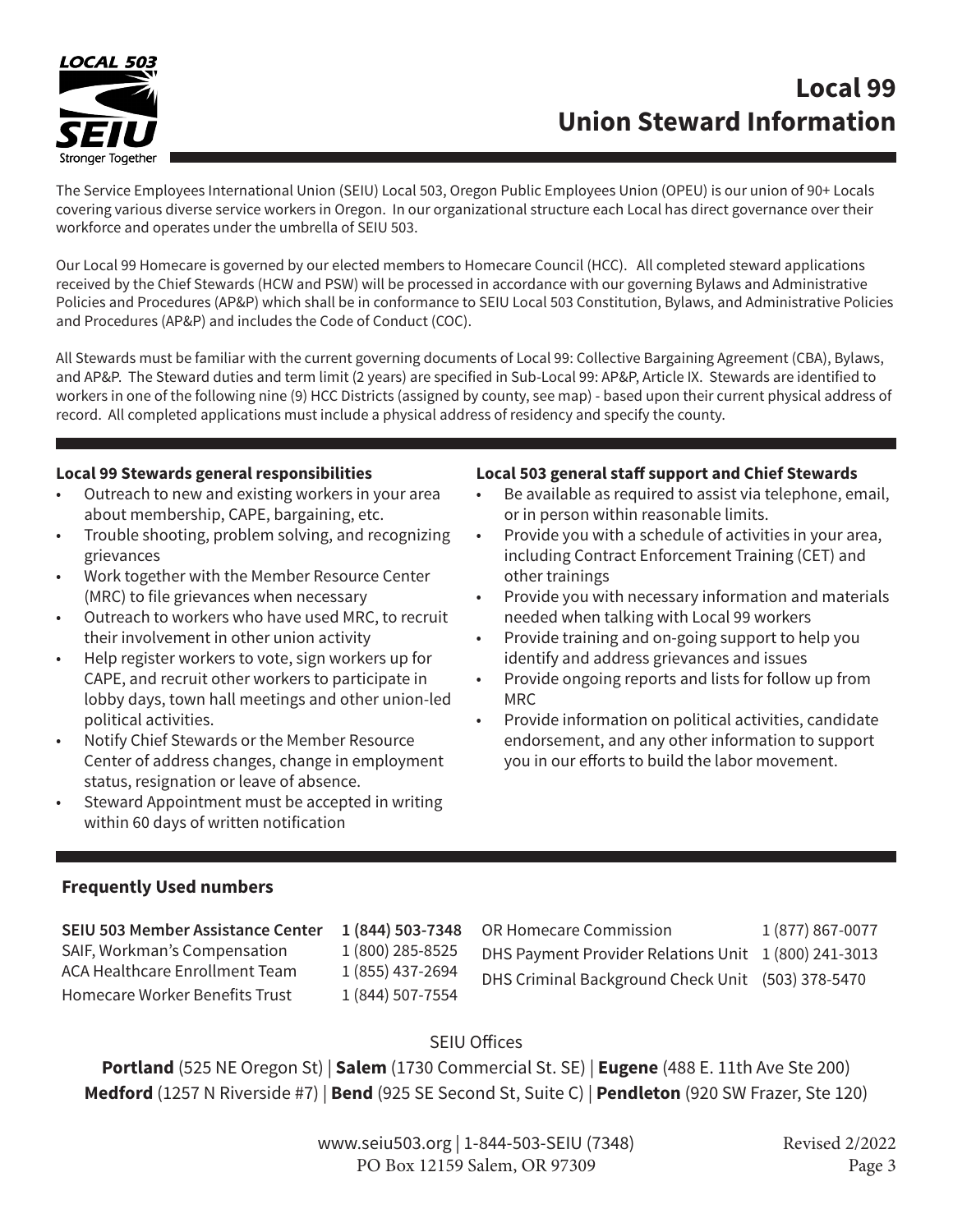# Local 99 Union Steward Information

The Service Employees International Union (SEIU) Local 503, Oregon Public Employees Union (OPEU) is our union of 90+ Locals covering various diverse service workers in Oregon. In our organizational structure each Local has direct governance over their workforce and operates under the umbrella of SEIU 503.

Our Local 99 Homecare is governed by our elected members to Homecare Council (HCC). All completed steward applications received by the Chief Stewards (HCW and PSW) will be processed in accordance with our governing Bylaws and Administrative Policies and Procedures (AP&P) which shall be in conformance to SEIU Local 503 Constitution, Bylaws, and Administrative Policies and Procedures (AP&P) and includes the Code of Conduct (COC).

All Stewards must be familiar with the current governing documents of Local 99: Collective Bargaining Agreement (CBA), Bylaws, and AP&P. The Steward duties and term limit (2 years) are specified in Sub-Local 99: AP&P, Article IX. Stewards are identified to workers in one of the following nine (9) HCC Districts (assigned by county, see map) - based upon their current physical address of record. All completed applications must include a physical address of residency and specify the county.

### Local 99 Stewards general responsibilities

- Outreach to new and existing workers in your area about membership, CAPE, bargaining, etc.
- Trouble shooting, problem solving, and recognizing grievances
- Work together with the Member Resource Center (MRC) to file grievances when necessary
- Outreach to workers who have used MRC, to recruit their involvement in other union activity
- Help register workers to vote, sign workers up for CAPE, and recruit other workers to participate in lobby days, town hall meetings and other union-led political activities.
- Notify Chief Stewards or the Member Resource Center of address changes, change in employment status, resignation or leave of absence.
- Steward Appointment must be accepted in writing within 60 days of written notification

### Local 503 general staff support and Chief Stewards

- Be available as required to assist via telephone, email, or in person within reasonable limits.
- Provide you with a schedule of activities in your area, including Contract Enforcement Training (CET) and other trainings
- Provide you with necessary information and materials needed when talking with Local 99 workers
- Provide training and on-going support to help you identify and address grievances and issues
- Provide ongoing reports and lists for follow up from MRC
- Provide information on political activities, candidate endorsement, and any other information to support you in our efforts to build the labor movement.

### Frequently Used numbers

| | | | |
|---|---|---|---|
| **SEIU 503 Member Assistance Center** | **1 (844) 503-7348** | OR Homecare Commission | 1 (877) 867-0077 |
| SAIF, Workman's Compensation | 1 (800) 285-8525 | DHS Payment Provider Relations Unit | 1 (800) 241-3013 |
| ACA Healthcare Enrollment Team | 1 (855) 437-2694 | DHS Criminal Background Check Unit | (503) 378-5470 |
| Homecare Worker Benefits Trust | 1 (844) 507-7554 | | |

SEIU Offices

**Portland** (525 NE Oregon St) | **Salem** (1730 Commercial St. SE) | **Eugene** (488 E. 11th Ave Ste 200)
**Medford** (1257 N Riverside #7) | **Bend** (925 SE Second St, Suite C) | **Pendleton** (920 SW Frazer, Ste 120)

www.seiu503.org | 1-844-503-SEIU (7348)
PO Box 12159 Salem, OR 97309

Revised 2/2022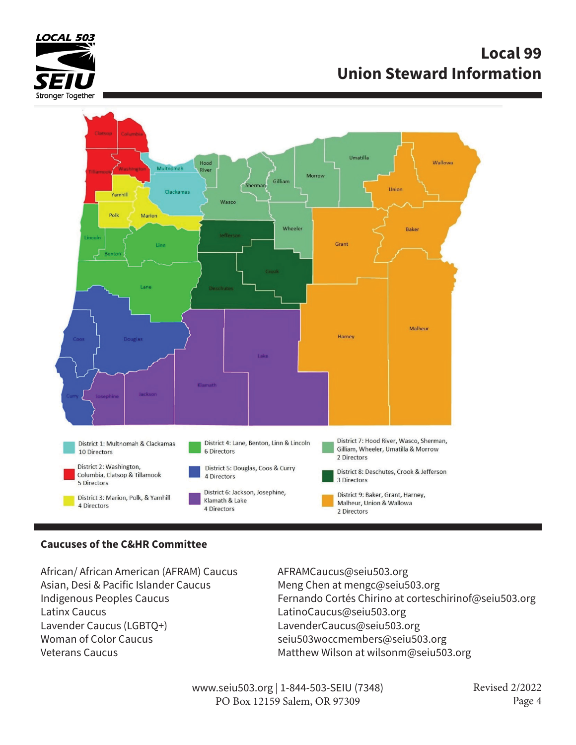# Local 99 Union Steward Information

District 1: Multnomah & Clackamas
10 Directors

District 2: Washington, Columbia, Clatsop & Tillamook
5 Directors

District 3: Marion, Polk, & Yamhill
4 Directors

District 4: Lane, Benton, Linn & Lincoln
6 Directors

District 5: Douglas, Coos & Curry
4 Directors

District 6: Jackson, Josephine, Klamath & Lake
4 Directors

District 7: Hood River, Wasco, Sherman, Gilliam, Wheeler, Umatilla & Morrow
2 Directors

District 8: Deschutes, Crook & Jefferson
3 Directors

District 9: Baker, Grant, Harney, Malheur, Union & Wallowa
2 Directors

## Caucuses of the C&HR Committee

| | |
|---|---|
| African/ African American (AFRAM) Caucus | AFRAMCaucus@seiu503.org |
| Asian, Desi & Pacific Islander Caucus | Meng Chen at mengc@seiu503.org |
| Indigenous Peoples Caucus | Fernando Cortés Chirino at corteschirinof@seiu503.org |
| Latinx Caucus | LatinoCaucus@seiu503.org |
| Lavender Caucus (LGBTQ+) | LavenderCaucus@seiu503.org |
| Woman of Color Caucus | seiu503woccmembers@seiu503.org |
| Veterans Caucus | Matthew Wilson at wilsonm@seiu503.org |

www.seiu503.org | 1-844-503-SEIU (7348)
PO Box 12159 Salem, OR 97309

Revised 2/2022